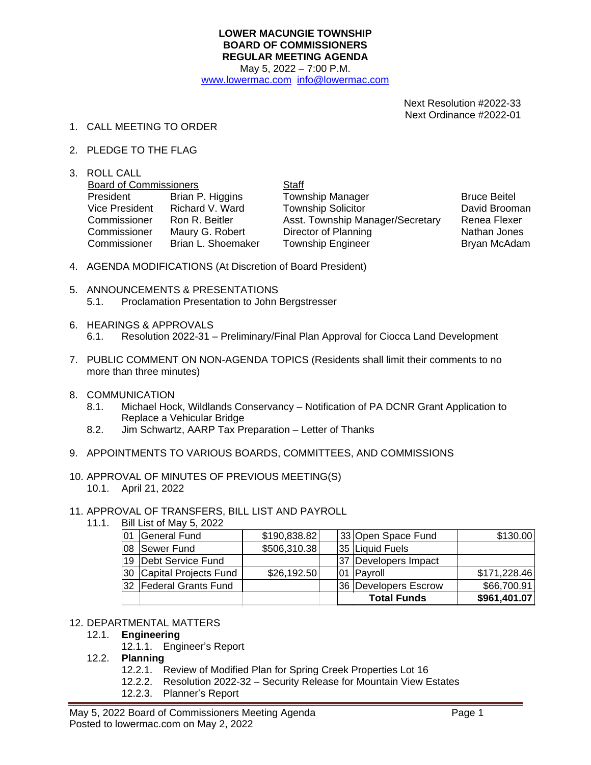**LOWER MACUNGIE TOWNSHIP**
**BOARD OF COMMISSIONERS**
**REGULAR MEETING AGENDA**
May 5, 2022 – 7:00 P.M.
www.lowermac.com info@lowermac.com

Next Resolution #2022-33
Next Ordinance #2022-01

1. CALL MEETING TO ORDER

2. PLEDGE TO THE FLAG

3. ROLL CALL

| Board of Commissioners | | Staff | |
|---|---|---|---|
| President | Brian P. Higgins | Township Manager | Bruce Beitel |
| Vice President | Richard V. Ward | Township Solicitor | David Brooman |
| Commissioner | Ron R. Beitler | Asst. Township Manager/Secretary | Renea Flexer |
| Commissioner | Maury G. Robert | Director of Planning | Nathan Jones |
| Commissioner | Brian L. Shoemaker | Township Engineer | Bryan McAdam |

4. AGENDA MODIFICATIONS (At Discretion of Board President)

5. ANNOUNCEMENTS & PRESENTATIONS
   5.1. Proclamation Presentation to John Bergstresser

6. HEARINGS & APPROVALS
   6.1. Resolution 2022-31 – Preliminary/Final Plan Approval for Ciocca Land Development

7. PUBLIC COMMENT ON NON-AGENDA TOPICS (Residents shall limit their comments to no more than three minutes)

8. COMMUNICATION
   8.1. Michael Hock, Wildlands Conservancy – Notification of PA DCNR Grant Application to Replace a Vehicular Bridge
   8.2. Jim Schwartz, AARP Tax Preparation – Letter of Thanks

9. APPOINTMENTS TO VARIOUS BOARDS, COMMITTEES, AND COMMISSIONS

10. APPROVAL OF MINUTES OF PREVIOUS MEETING(S)
    10.1. April 21, 2022

11. APPROVAL OF TRANSFERS, BILL LIST AND PAYROLL
    11.1. Bill List of May 5, 2022

| | | | | | |
|---|---|---|---|---|---|
| 01 | General Fund | $190,838.82 | 33 | Open Space Fund | $130.00 |
| 08 | Sewer Fund | $506,310.38 | 35 | Liquid Fuels | |
| 19 | Debt Service Fund | | 37 | Developers Impact | |
| 30 | Capital Projects Fund | $26,192.50 | 01 | Payroll | $171,228.46 |
| 32 | Federal Grants Fund | | 36 | Developers Escrow | $66,700.91 |
| | | | | **Total Funds** | **$961,401.07** |

12. DEPARTMENTAL MATTERS
    12.1. **Engineering**
        12.1.1. Engineer's Report
    12.2. **Planning**
        12.2.1. Review of Modified Plan for Spring Creek Properties Lot 16
        12.2.2. Resolution 2022-32 – Security Release for Mountain View Estates
        12.2.3. Planner's Report

May 5, 2022 Board of Commissioners Meeting Agenda
Posted to lowermac.com on May 2, 2022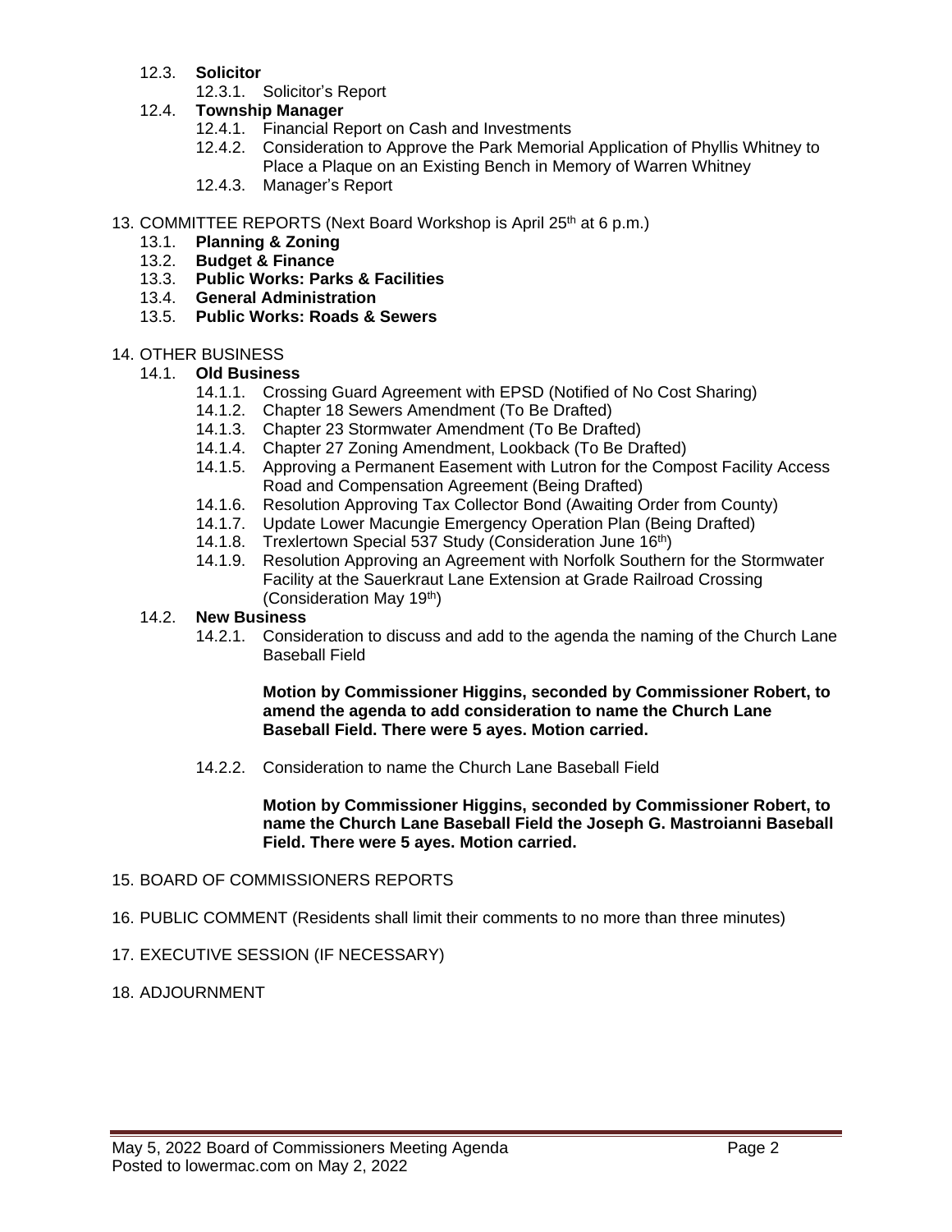12.3. **Solicitor**
  12.3.1. Solicitor's Report

12.4. **Township Manager**
  12.4.1. Financial Report on Cash and Investments
  12.4.2. Consideration to Approve the Park Memorial Application of Phyllis Whitney to Place a Plaque on an Existing Bench in Memory of Warren Whitney
  12.4.3. Manager's Report

13. COMMITTEE REPORTS (Next Board Workshop is April 25th at 6 p.m.)

  13.1. **Planning & Zoning**
  13.2. **Budget & Finance**
  13.3. **Public Works: Parks & Facilities**
  13.4. **General Administration**
  13.5. **Public Works: Roads & Sewers**

14. OTHER BUSINESS

  14.1. **Old Business**
    14.1.1. Crossing Guard Agreement with EPSD (Notified of No Cost Sharing)
    14.1.2. Chapter 18 Sewers Amendment (To Be Drafted)
    14.1.3. Chapter 23 Stormwater Amendment (To Be Drafted)
    14.1.4. Chapter 27 Zoning Amendment, Lookback (To Be Drafted)
    14.1.5. Approving a Permanent Easement with Lutron for the Compost Facility Access Road and Compensation Agreement (Being Drafted)
    14.1.6. Resolution Approving Tax Collector Bond (Awaiting Order from County)
    14.1.7. Update Lower Macungie Emergency Operation Plan (Being Drafted)
    14.1.8. Trexlertown Special 537 Study (Consideration June 16th)
    14.1.9. Resolution Approving an Agreement with Norfolk Southern for the Stormwater Facility at the Sauerkraut Lane Extension at Grade Railroad Crossing (Consideration May 19th)

  14.2. **New Business**
    14.2.1. Consideration to discuss and add to the agenda the naming of the Church Lane Baseball Field

      **Motion by Commissioner Higgins, seconded by Commissioner Robert, to amend the agenda to add consideration to name the Church Lane Baseball Field. There were 5 ayes. Motion carried.**

    14.2.2. Consideration to name the Church Lane Baseball Field

      **Motion by Commissioner Higgins, seconded by Commissioner Robert, to name the Church Lane Baseball Field the Joseph G. Mastroianni Baseball Field. There were 5 ayes. Motion carried.**

15. BOARD OF COMMISSIONERS REPORTS

16. PUBLIC COMMENT (Residents shall limit their comments to no more than three minutes)

17. EXECUTIVE SESSION (IF NECESSARY)

18. ADJOURNMENT